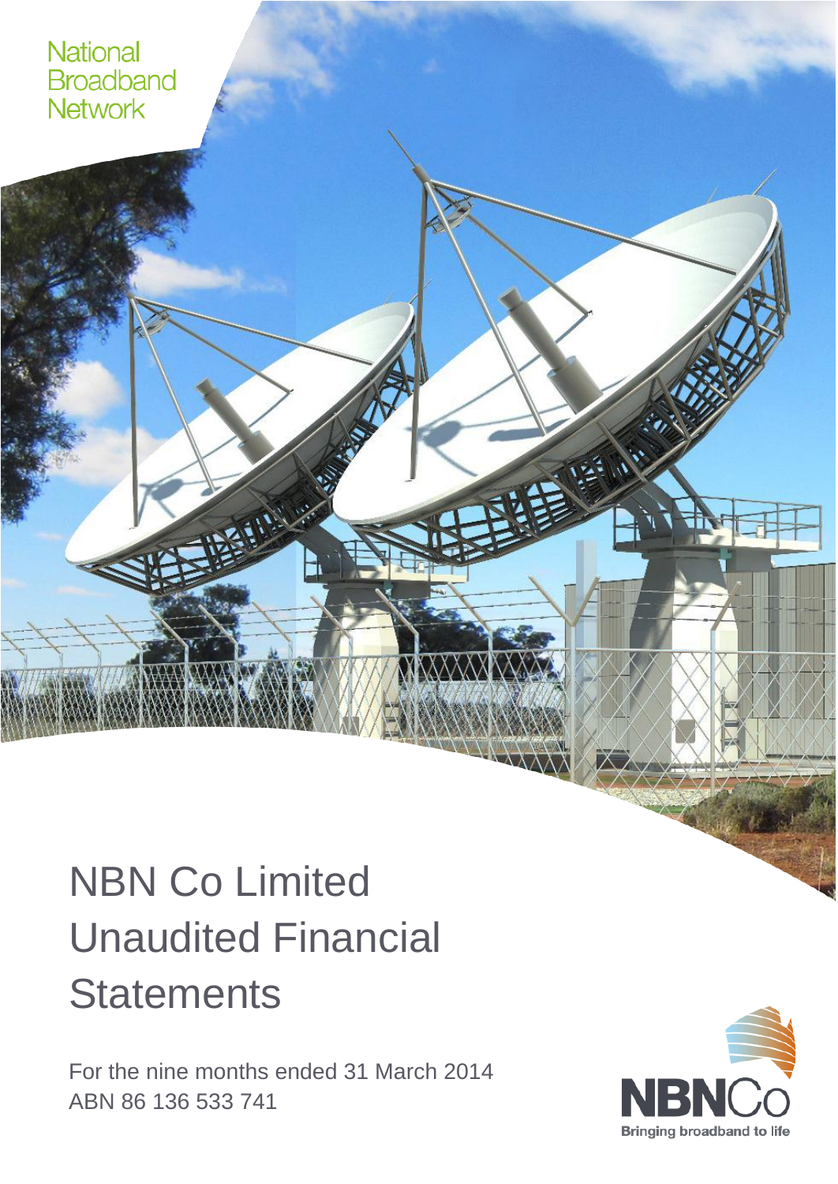National Broadband Network

# NBN Co Limited Unaudited Financial Statements

For the nine months ended 31 March 2014
ABN 86 136 533 741

NBNCo
Bringing broadband to life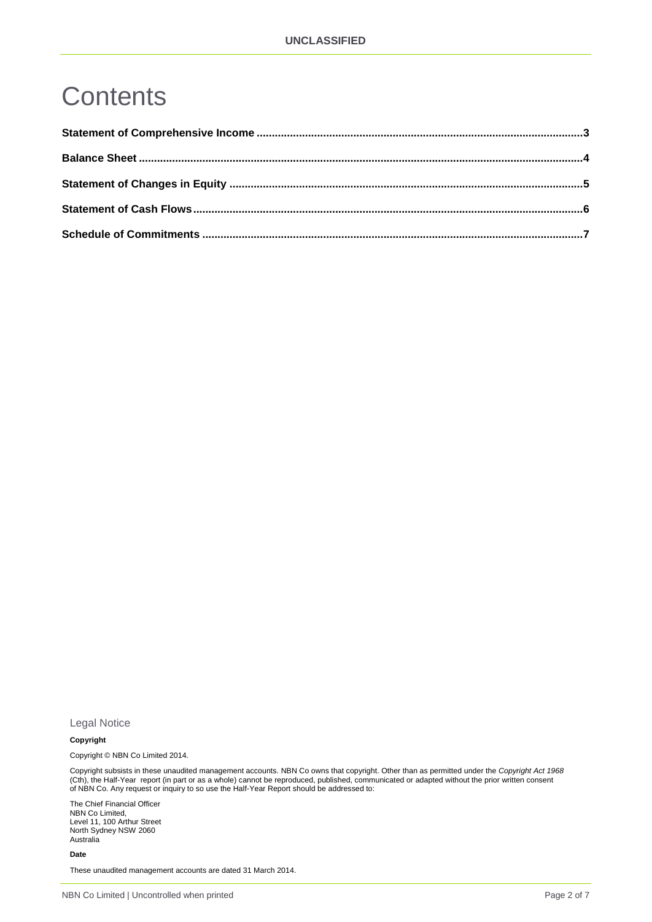UNCLASSIFIED

# Contents

**Statement of Comprehensive Income** ..........3

**Balance Sheet** ..........4

**Statement of Changes in Equity** ..........5

**Statement of Cash Flows** ..........6

**Schedule of Commitments** ..........7

## Legal Notice

**Copyright**

Copyright © NBN Co Limited 2014.

Copyright subsists in these unaudited management accounts. NBN Co owns that copyright. Other than as permitted under the *Copyright Act 1968* (Cth), the Half-Year report (in part or as a whole) cannot be reproduced, published, communicated or adapted without the prior written consent of NBN Co. Any request or inquiry to so use the Half-Year Report should be addressed to:

The Chief Financial Officer
NBN Co Limited,
Level 11, 100 Arthur Street
North Sydney NSW 2060
Australia

**Date**

These unaudited management accounts are dated 31 March 2014.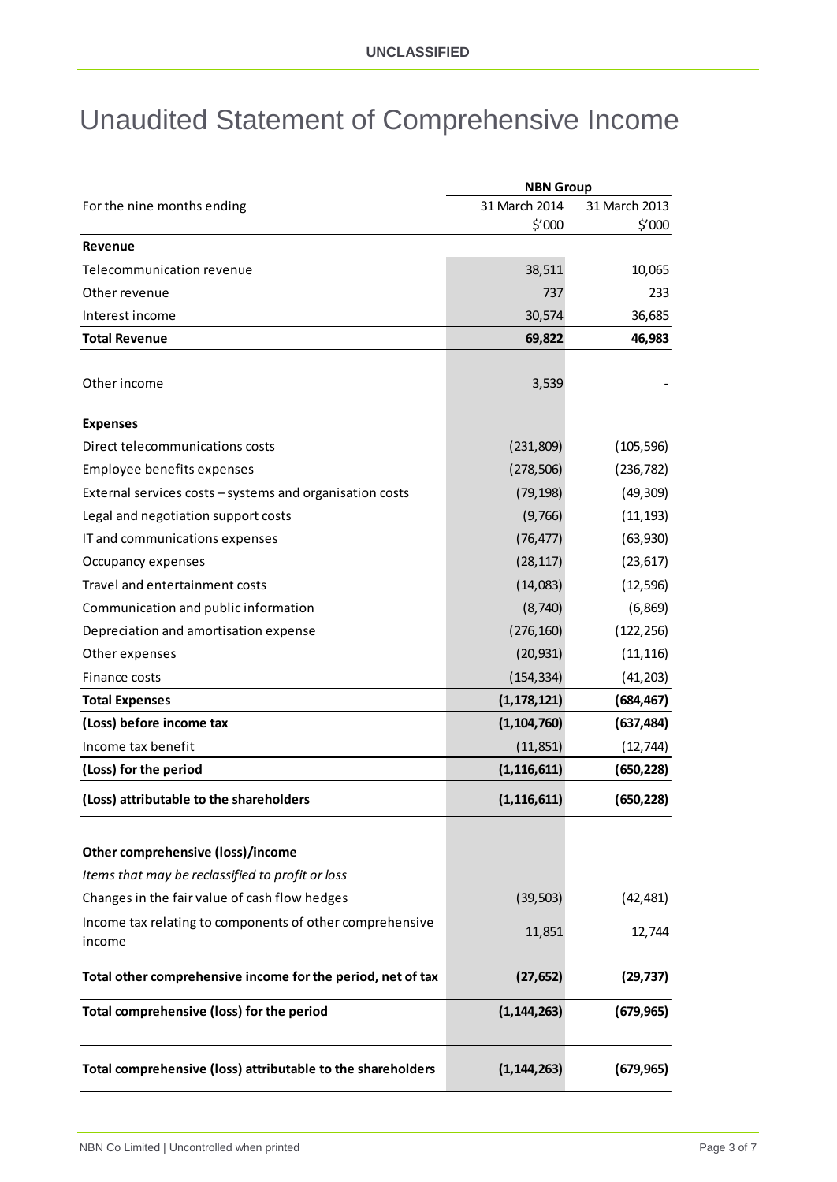# Unaudited Statement of Comprehensive Income

| | NBN Group | |
|---|---|---|
| For the nine months ending | 31 March 2014<br>$'000 | 31 March 2013<br>$'000 |
| **Revenue** | | |
| Telecommunication revenue | 38,511 | 10,065 |
| Other revenue | 737 | 233 |
| Interest income | 30,574 | 36,685 |
| **Total Revenue** | **69,822** | **46,983** |
| Other income | 3,539 | - |
| **Expenses** | | |
| Direct telecommunications costs | (231,809) | (105,596) |
| Employee benefits expenses | (278,506) | (236,782) |
| External services costs – systems and organisation costs | (79,198) | (49,309) |
| Legal and negotiation support costs | (9,766) | (11,193) |
| IT and communications expenses | (76,477) | (63,930) |
| Occupancy expenses | (28,117) | (23,617) |
| Travel and entertainment costs | (14,083) | (12,596) |
| Communication and public information | (8,740) | (6,869) |
| Depreciation and amortisation expense | (276,160) | (122,256) |
| Other expenses | (20,931) | (11,116) |
| Finance costs | (154,334) | (41,203) |
| **Total Expenses** | **(1,178,121)** | **(684,467)** |
| **(Loss) before income tax** | **(1,104,760)** | **(637,484)** |
| Income tax benefit | (11,851) | (12,744) |
| **(Loss) for the period** | **(1,116,611)** | **(650,228)** |
| **(Loss) attributable to the shareholders** | **(1,116,611)** | **(650,228)** |
| **Other comprehensive (loss)/income** | | |
| *Items that may be reclassified to profit or loss* | | |
| Changes in the fair value of cash flow hedges | (39,503) | (42,481) |
| Income tax relating to components of other comprehensive income | 11,851 | 12,744 |
| **Total other comprehensive income for the period, net of tax** | **(27,652)** | **(29,737)** |
| **Total comprehensive (loss) for the period** | **(1,144,263)** | **(679,965)** |
| **Total comprehensive (loss) attributable to the shareholders** | **(1,144,263)** | **(679,965)** |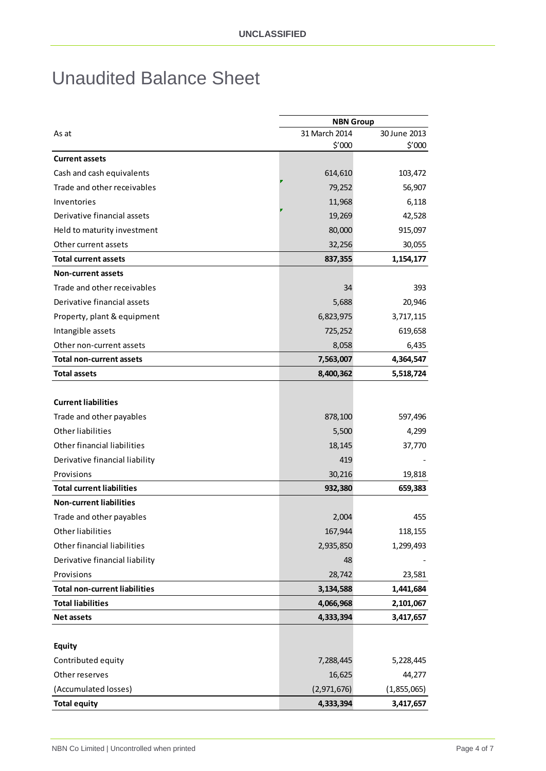# Unaudited Balance Sheet

| | NBN Group | |
|---|---|---|
| As at | 31 March 2014 | 30 June 2013 |
| | $'000 | $'000 |
| **Current assets** | | |
| Cash and cash equivalents | 614,610 | 103,472 |
| Trade and other receivables | 79,252 | 56,907 |
| Inventories | 11,968 | 6,118 |
| Derivative financial assets | 19,269 | 42,528 |
| Held to maturity investment | 80,000 | 915,097 |
| Other current assets | 32,256 | 30,055 |
| **Total current assets** | **837,355** | **1,154,177** |
| **Non-current assets** | | |
| Trade and other receivables | 34 | 393 |
| Derivative financial assets | 5,688 | 20,946 |
| Property, plant & equipment | 6,823,975 | 3,717,115 |
| Intangible assets | 725,252 | 619,658 |
| Other non-current assets | 8,058 | 6,435 |
| **Total non-current assets** | **7,563,007** | **4,364,547** |
| **Total assets** | **8,400,362** | **5,518,724** |
| | | |
| **Current liabilities** | | |
| Trade and other payables | 878,100 | 597,496 |
| Other liabilities | 5,500 | 4,299 |
| Other financial liabilities | 18,145 | 37,770 |
| Derivative financial liability | 419 | - |
| Provisions | 30,216 | 19,818 |
| **Total current liabilities** | **932,380** | **659,383** |
| **Non-current liabilities** | | |
| Trade and other payables | 2,004 | 455 |
| Other liabilities | 167,944 | 118,155 |
| Other financial liabilities | 2,935,850 | 1,299,493 |
| Derivative financial liability | 48 | - |
| Provisions | 28,742 | 23,581 |
| **Total non-current liabilities** | **3,134,588** | **1,441,684** |
| **Total liabilities** | **4,066,968** | **2,101,067** |
| **Net assets** | **4,333,394** | **3,417,657** |
| | | |
| **Equity** | | |
| Contributed equity | 7,288,445 | 5,228,445 |
| Other reserves | 16,625 | 44,277 |
| (Accumulated losses) | (2,971,676) | (1,855,065) |
| **Total equity** | **4,333,394** | **3,417,657** |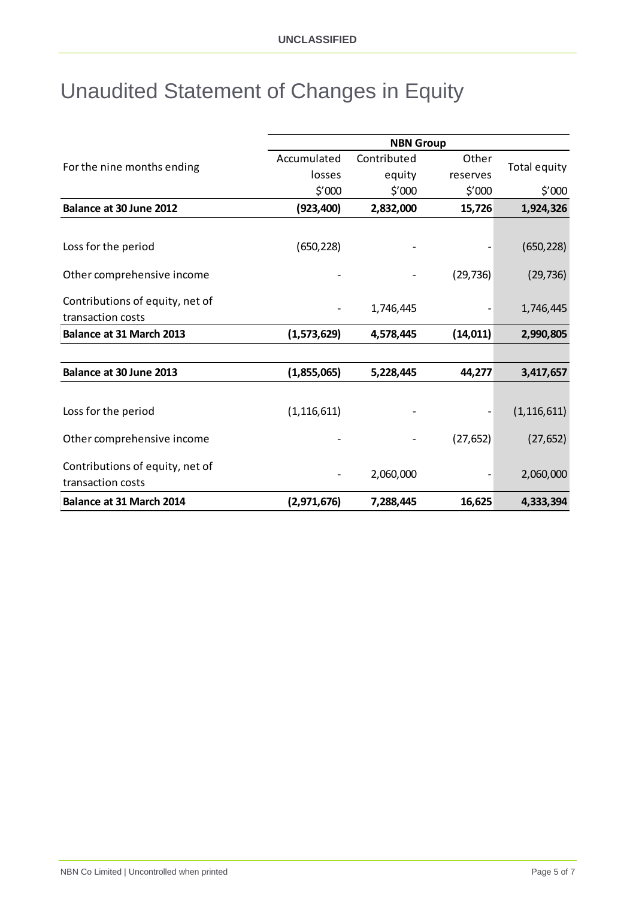# Unaudited Statement of Changes in Equity

| For the nine months ending | NBN Group | | | |
|---|---|---|---|---|
| | Accumulated losses | Contributed equity | Other reserves | Total equity |
| | $'000 | $'000 | $'000 | $'000 |
| **Balance at 30 June 2012** | **(923,400)** | **2,832,000** | **15,726** | **1,924,326** |
| Loss for the period | (650,228) | - | - | (650,228) |
| Other comprehensive income | - | - | (29,736) | (29,736) |
| Contributions of equity, net of transaction costs | - | 1,746,445 | - | 1,746,445 |
| **Balance at 31 March 2013** | **(1,573,629)** | **4,578,445** | **(14,011)** | **2,990,805** |
| **Balance at 30 June 2013** | **(1,855,065)** | **5,228,445** | **44,277** | **3,417,657** |
| Loss for the period | (1,116,611) | - | - | (1,116,611) |
| Other comprehensive income | - | - | (27,652) | (27,652) |
| Contributions of equity, net of transaction costs | - | 2,060,000 | - | 2,060,000 |
| **Balance at 31 March 2014** | **(2,971,676)** | **7,288,445** | **16,625** | **4,333,394** |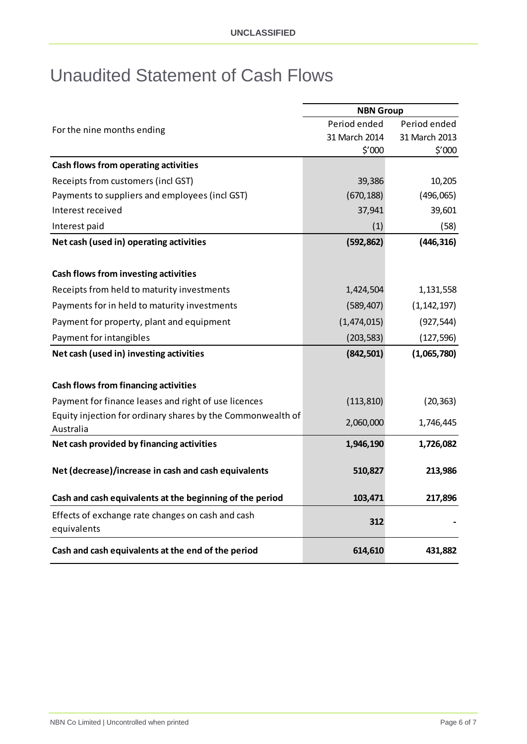# Unaudited Statement of Cash Flows

| For the nine months ending | NBN Group | |
|---|---|---|
| | Period ended 31 March 2014 $'000 | Period ended 31 March 2013 $'000 |
| **Cash flows from operating activities** | | |
| Receipts from customers (incl GST) | 39,386 | 10,205 |
| Payments to suppliers and employees (incl GST) | (670,188) | (496,065) |
| Interest received | 37,941 | 39,601 |
| Interest paid | (1) | (58) |
| **Net cash (used in) operating activities** | **(592,862)** | **(446,316)** |
| | | |
| **Cash flows from investing activities** | | |
| Receipts from held to maturity investments | 1,424,504 | 1,131,558 |
| Payments for in held to maturity investments | (589,407) | (1,142,197) |
| Payment for property, plant and equipment | (1,474,015) | (927,544) |
| Payment for intangibles | (203,583) | (127,596) |
| **Net cash (used in) investing activities** | **(842,501)** | **(1,065,780)** |
| | | |
| **Cash flows from financing activities** | | |
| Payment for finance leases and right of use licences | (113,810) | (20,363) |
| Equity injection for ordinary shares by the Commonwealth of Australia | 2,060,000 | 1,746,445 |
| **Net cash provided by financing activities** | **1,946,190** | **1,726,082** |
| | | |
| **Net (decrease)/increase in cash and cash equivalents** | **510,827** | **213,986** |
| | | |
| **Cash and cash equivalents at the beginning of the period** | **103,471** | **217,896** |
| Effects of exchange rate changes on cash and cash equivalents | **312** | **-** |
| **Cash and cash equivalents at the end of the period** | **614,610** | **431,882** |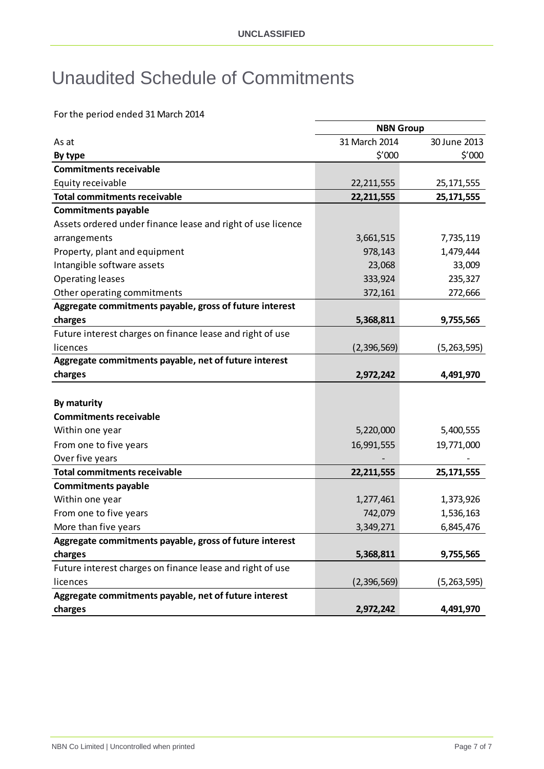# Unaudited Schedule of Commitments

For the period ended 31 March 2014

| | NBN Group | |
|---|---|---|
| As at | 31 March 2014 | 30 June 2013 |
| **By type** | $'000 | $'000 |
| **Commitments receivable** | | |
| Equity receivable | 22,211,555 | 25,171,555 |
| **Total commitments receivable** | **22,211,555** | **25,171,555** |
| **Commitments payable** | | |
| Assets ordered under finance lease and right of use licence arrangements | 3,661,515 | 7,735,119 |
| Property, plant and equipment | 978,143 | 1,479,444 |
| Intangible software assets | 23,068 | 33,009 |
| Operating leases | 333,924 | 235,327 |
| Other operating commitments | 372,161 | 272,666 |
| **Aggregate commitments payable, gross of future interest charges** | **5,368,811** | **9,755,565** |
| Future interest charges on finance lease and right of use licences | (2,396,569) | (5,263,595) |
| **Aggregate commitments payable, net of future interest charges** | **2,972,242** | **4,491,970** |
| | | |
| **By maturity** | | |
| **Commitments receivable** | | |
| Within one year | 5,220,000 | 5,400,555 |
| From one to five years | 16,991,555 | 19,771,000 |
| Over five years | - | - |
| **Total commitments receivable** | **22,211,555** | **25,171,555** |
| **Commitments payable** | | |
| Within one year | 1,277,461 | 1,373,926 |
| From one to five years | 742,079 | 1,536,163 |
| More than five years | 3,349,271 | 6,845,476 |
| **Aggregate commitments payable, gross of future interest charges** | **5,368,811** | **9,755,565** |
| Future interest charges on finance lease and right of use licences | (2,396,569) | (5,263,595) |
| **Aggregate commitments payable, net of future interest charges** | **2,972,242** | **4,491,970** |